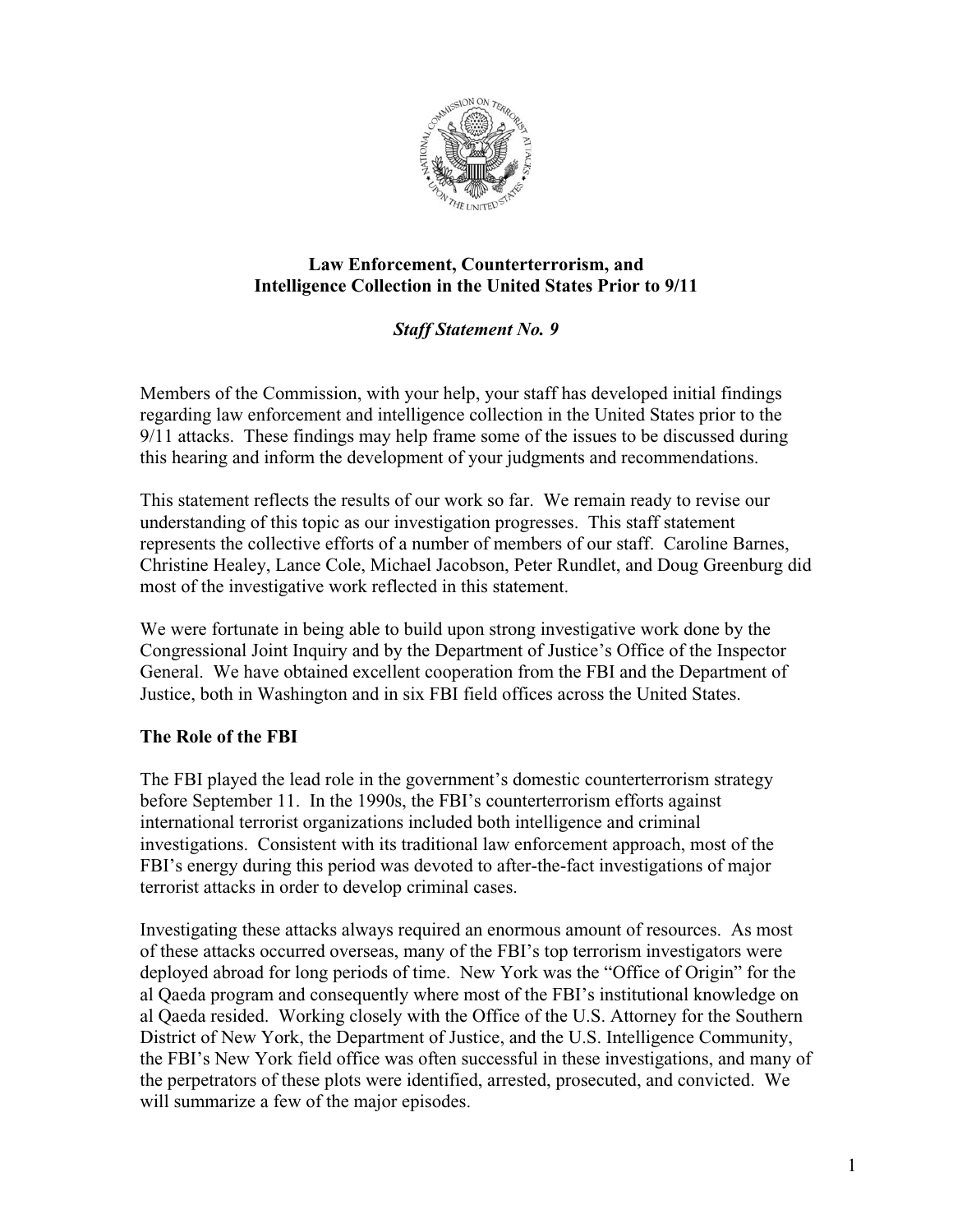**Law Enforcement, Counterterrorism, and Intelligence Collection in the United States Prior to 9/11**

***Staff Statement No. 9***

Members of the Commission, with your help, your staff has developed initial findings regarding law enforcement and intelligence collection in the United States prior to the 9/11 attacks. These findings may help frame some of the issues to be discussed during this hearing and inform the development of your judgments and recommendations.

This statement reflects the results of our work so far. We remain ready to revise our understanding of this topic as our investigation progresses. This staff statement represents the collective efforts of a number of members of our staff. Caroline Barnes, Christine Healey, Lance Cole, Michael Jacobson, Peter Rundlet, and Doug Greenburg did most of the investigative work reflected in this statement.

We were fortunate in being able to build upon strong investigative work done by the Congressional Joint Inquiry and by the Department of Justice's Office of the Inspector General. We have obtained excellent cooperation from the FBI and the Department of Justice, both in Washington and in six FBI field offices across the United States.

**The Role of the FBI**

The FBI played the lead role in the government's domestic counterterrorism strategy before September 11. In the 1990s, the FBI's counterterrorism efforts against international terrorist organizations included both intelligence and criminal investigations. Consistent with its traditional law enforcement approach, most of the FBI's energy during this period was devoted to after-the-fact investigations of major terrorist attacks in order to develop criminal cases.

Investigating these attacks always required an enormous amount of resources. As most of these attacks occurred overseas, many of the FBI's top terrorism investigators were deployed abroad for long periods of time. New York was the "Office of Origin" for the al Qaeda program and consequently where most of the FBI's institutional knowledge on al Qaeda resided. Working closely with the Office of the U.S. Attorney for the Southern District of New York, the Department of Justice, and the U.S. Intelligence Community, the FBI's New York field office was often successful in these investigations, and many of the perpetrators of these plots were identified, arrested, prosecuted, and convicted. We will summarize a few of the major episodes.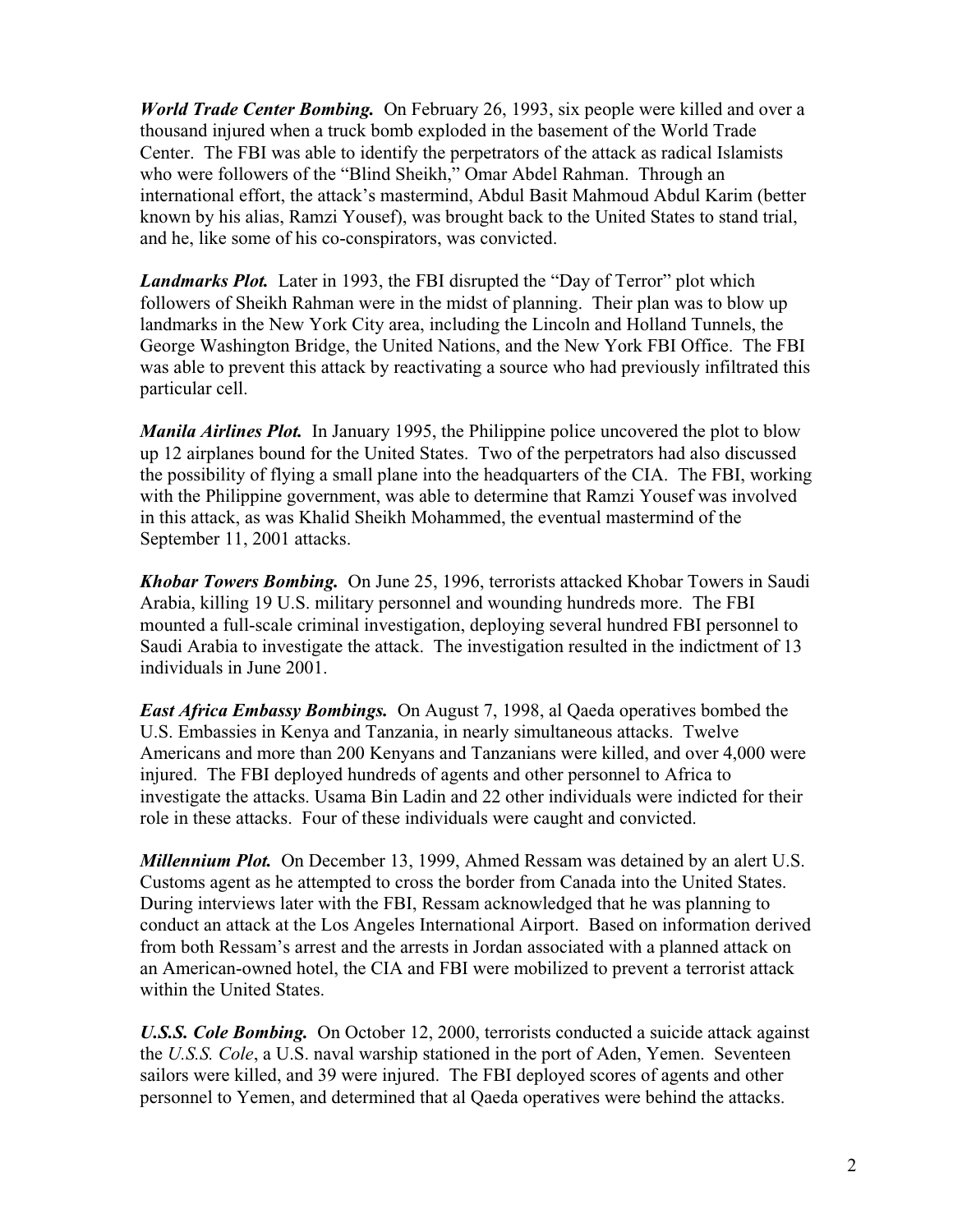***World Trade Center Bombing.*** On February 26, 1993, six people were killed and over a thousand injured when a truck bomb exploded in the basement of the World Trade Center. The FBI was able to identify the perpetrators of the attack as radical Islamists who were followers of the "Blind Sheikh," Omar Abdel Rahman. Through an international effort, the attack's mastermind, Abdul Basit Mahmoud Abdul Karim (better known by his alias, Ramzi Yousef), was brought back to the United States to stand trial, and he, like some of his co-conspirators, was convicted.

***Landmarks Plot.*** Later in 1993, the FBI disrupted the "Day of Terror" plot which followers of Sheikh Rahman were in the midst of planning. Their plan was to blow up landmarks in the New York City area, including the Lincoln and Holland Tunnels, the George Washington Bridge, the United Nations, and the New York FBI Office. The FBI was able to prevent this attack by reactivating a source who had previously infiltrated this particular cell.

***Manila Airlines Plot.*** In January 1995, the Philippine police uncovered the plot to blow up 12 airplanes bound for the United States. Two of the perpetrators had also discussed the possibility of flying a small plane into the headquarters of the CIA. The FBI, working with the Philippine government, was able to determine that Ramzi Yousef was involved in this attack, as was Khalid Sheikh Mohammed, the eventual mastermind of the September 11, 2001 attacks.

***Khobar Towers Bombing.*** On June 25, 1996, terrorists attacked Khobar Towers in Saudi Arabia, killing 19 U.S. military personnel and wounding hundreds more. The FBI mounted a full-scale criminal investigation, deploying several hundred FBI personnel to Saudi Arabia to investigate the attack. The investigation resulted in the indictment of 13 individuals in June 2001.

***East Africa Embassy Bombings.*** On August 7, 1998, al Qaeda operatives bombed the U.S. Embassies in Kenya and Tanzania, in nearly simultaneous attacks. Twelve Americans and more than 200 Kenyans and Tanzanians were killed, and over 4,000 were injured. The FBI deployed hundreds of agents and other personnel to Africa to investigate the attacks. Usama Bin Ladin and 22 other individuals were indicted for their role in these attacks. Four of these individuals were caught and convicted.

***Millennium Plot.*** On December 13, 1999, Ahmed Ressam was detained by an alert U.S. Customs agent as he attempted to cross the border from Canada into the United States. During interviews later with the FBI, Ressam acknowledged that he was planning to conduct an attack at the Los Angeles International Airport. Based on information derived from both Ressam's arrest and the arrests in Jordan associated with a planned attack on an American-owned hotel, the CIA and FBI were mobilized to prevent a terrorist attack within the United States.

***U.S.S. Cole Bombing.*** On October 12, 2000, terrorists conducted a suicide attack against the *U.S.S. Cole*, a U.S. naval warship stationed in the port of Aden, Yemen. Seventeen sailors were killed, and 39 were injured. The FBI deployed scores of agents and other personnel to Yemen, and determined that al Qaeda operatives were behind the attacks.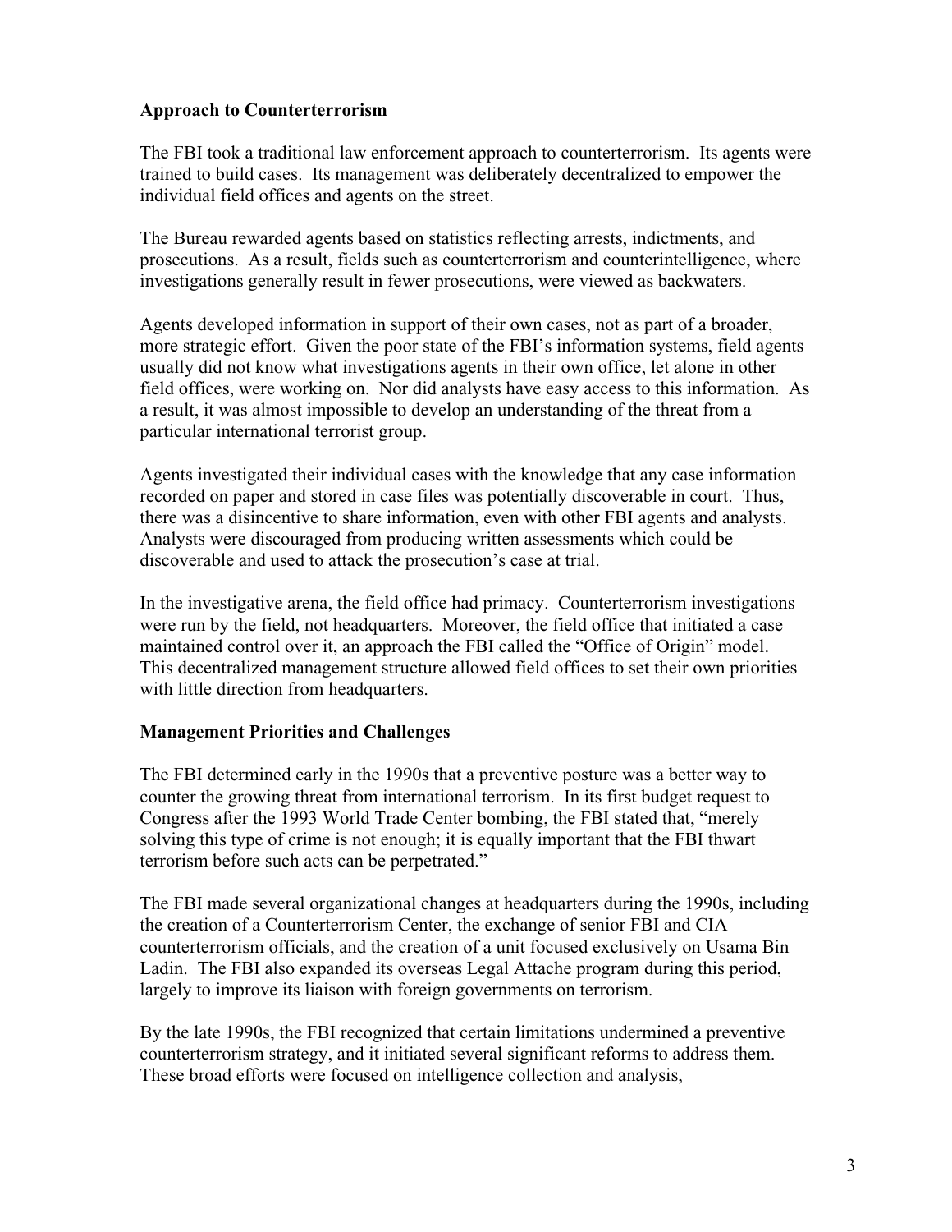## Approach to Counterterrorism

The FBI took a traditional law enforcement approach to counterterrorism. Its agents were trained to build cases. Its management was deliberately decentralized to empower the individual field offices and agents on the street.

The Bureau rewarded agents based on statistics reflecting arrests, indictments, and prosecutions. As a result, fields such as counterterrorism and counterintelligence, where investigations generally result in fewer prosecutions, were viewed as backwaters.

Agents developed information in support of their own cases, not as part of a broader, more strategic effort. Given the poor state of the FBI's information systems, field agents usually did not know what investigations agents in their own office, let alone in other field offices, were working on. Nor did analysts have easy access to this information. As a result, it was almost impossible to develop an understanding of the threat from a particular international terrorist group.

Agents investigated their individual cases with the knowledge that any case information recorded on paper and stored in case files was potentially discoverable in court. Thus, there was a disincentive to share information, even with other FBI agents and analysts. Analysts were discouraged from producing written assessments which could be discoverable and used to attack the prosecution's case at trial.

In the investigative arena, the field office had primacy. Counterterrorism investigations were run by the field, not headquarters. Moreover, the field office that initiated a case maintained control over it, an approach the FBI called the "Office of Origin" model. This decentralized management structure allowed field offices to set their own priorities with little direction from headquarters.

## Management Priorities and Challenges

The FBI determined early in the 1990s that a preventive posture was a better way to counter the growing threat from international terrorism. In its first budget request to Congress after the 1993 World Trade Center bombing, the FBI stated that, "merely solving this type of crime is not enough; it is equally important that the FBI thwart terrorism before such acts can be perpetrated."

The FBI made several organizational changes at headquarters during the 1990s, including the creation of a Counterterrorism Center, the exchange of senior FBI and CIA counterterrorism officials, and the creation of a unit focused exclusively on Usama Bin Ladin. The FBI also expanded its overseas Legal Attache program during this period, largely to improve its liaison with foreign governments on terrorism.

By the late 1990s, the FBI recognized that certain limitations undermined a preventive counterterrorism strategy, and it initiated several significant reforms to address them. These broad efforts were focused on intelligence collection and analysis,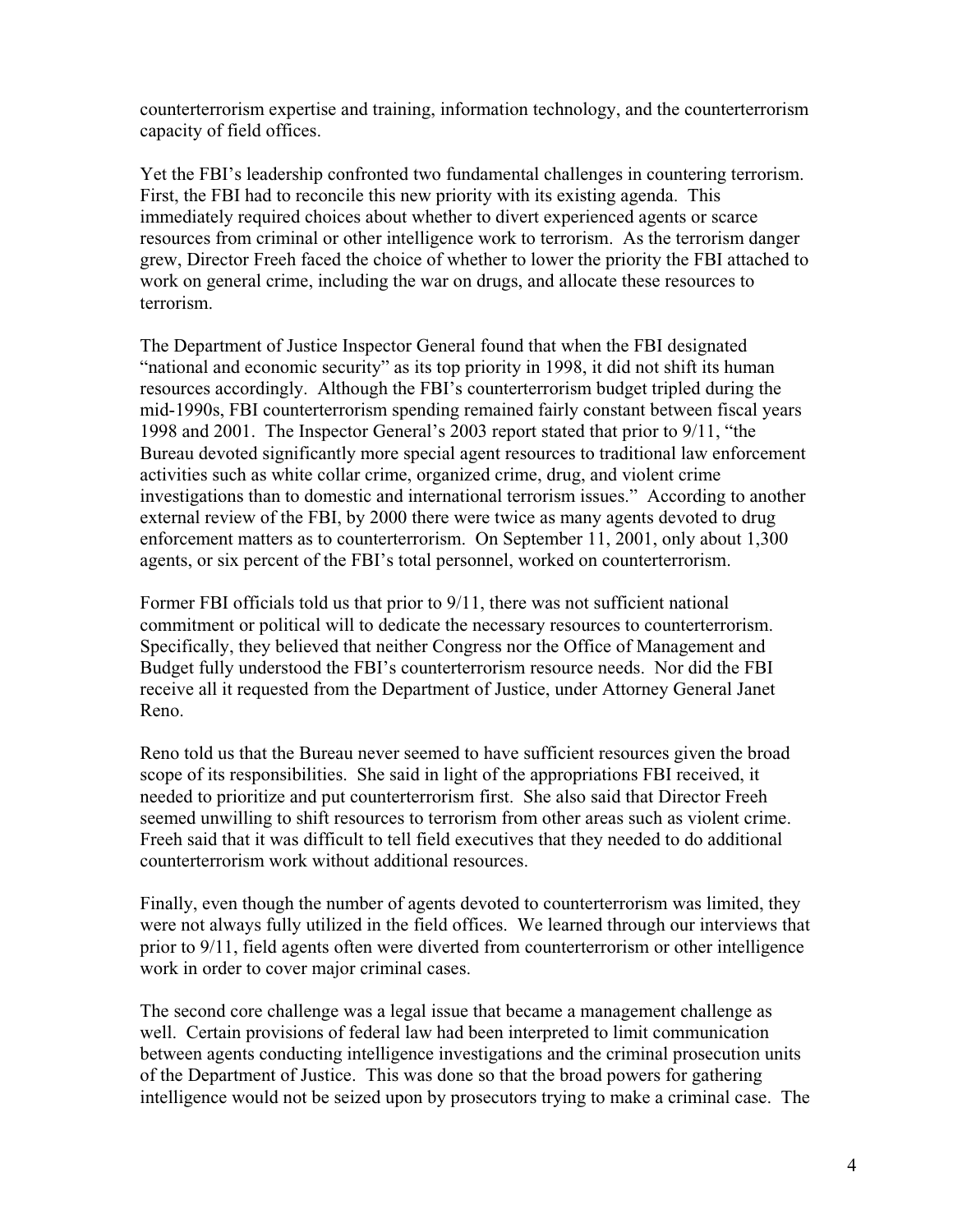counterterrorism expertise and training, information technology, and the counterterrorism capacity of field offices.

Yet the FBI's leadership confronted two fundamental challenges in countering terrorism. First, the FBI had to reconcile this new priority with its existing agenda. This immediately required choices about whether to divert experienced agents or scarce resources from criminal or other intelligence work to terrorism. As the terrorism danger grew, Director Freeh faced the choice of whether to lower the priority the FBI attached to work on general crime, including the war on drugs, and allocate these resources to terrorism.

The Department of Justice Inspector General found that when the FBI designated "national and economic security" as its top priority in 1998, it did not shift its human resources accordingly. Although the FBI's counterterrorism budget tripled during the mid-1990s, FBI counterterrorism spending remained fairly constant between fiscal years 1998 and 2001. The Inspector General's 2003 report stated that prior to 9/11, "the Bureau devoted significantly more special agent resources to traditional law enforcement activities such as white collar crime, organized crime, drug, and violent crime investigations than to domestic and international terrorism issues." According to another external review of the FBI, by 2000 there were twice as many agents devoted to drug enforcement matters as to counterterrorism. On September 11, 2001, only about 1,300 agents, or six percent of the FBI's total personnel, worked on counterterrorism.

Former FBI officials told us that prior to 9/11, there was not sufficient national commitment or political will to dedicate the necessary resources to counterterrorism. Specifically, they believed that neither Congress nor the Office of Management and Budget fully understood the FBI's counterterrorism resource needs. Nor did the FBI receive all it requested from the Department of Justice, under Attorney General Janet Reno.

Reno told us that the Bureau never seemed to have sufficient resources given the broad scope of its responsibilities. She said in light of the appropriations FBI received, it needed to prioritize and put counterterrorism first. She also said that Director Freeh seemed unwilling to shift resources to terrorism from other areas such as violent crime. Freeh said that it was difficult to tell field executives that they needed to do additional counterterrorism work without additional resources.

Finally, even though the number of agents devoted to counterterrorism was limited, they were not always fully utilized in the field offices. We learned through our interviews that prior to 9/11, field agents often were diverted from counterterrorism or other intelligence work in order to cover major criminal cases.

The second core challenge was a legal issue that became a management challenge as well. Certain provisions of federal law had been interpreted to limit communication between agents conducting intelligence investigations and the criminal prosecution units of the Department of Justice. This was done so that the broad powers for gathering intelligence would not be seized upon by prosecutors trying to make a criminal case. The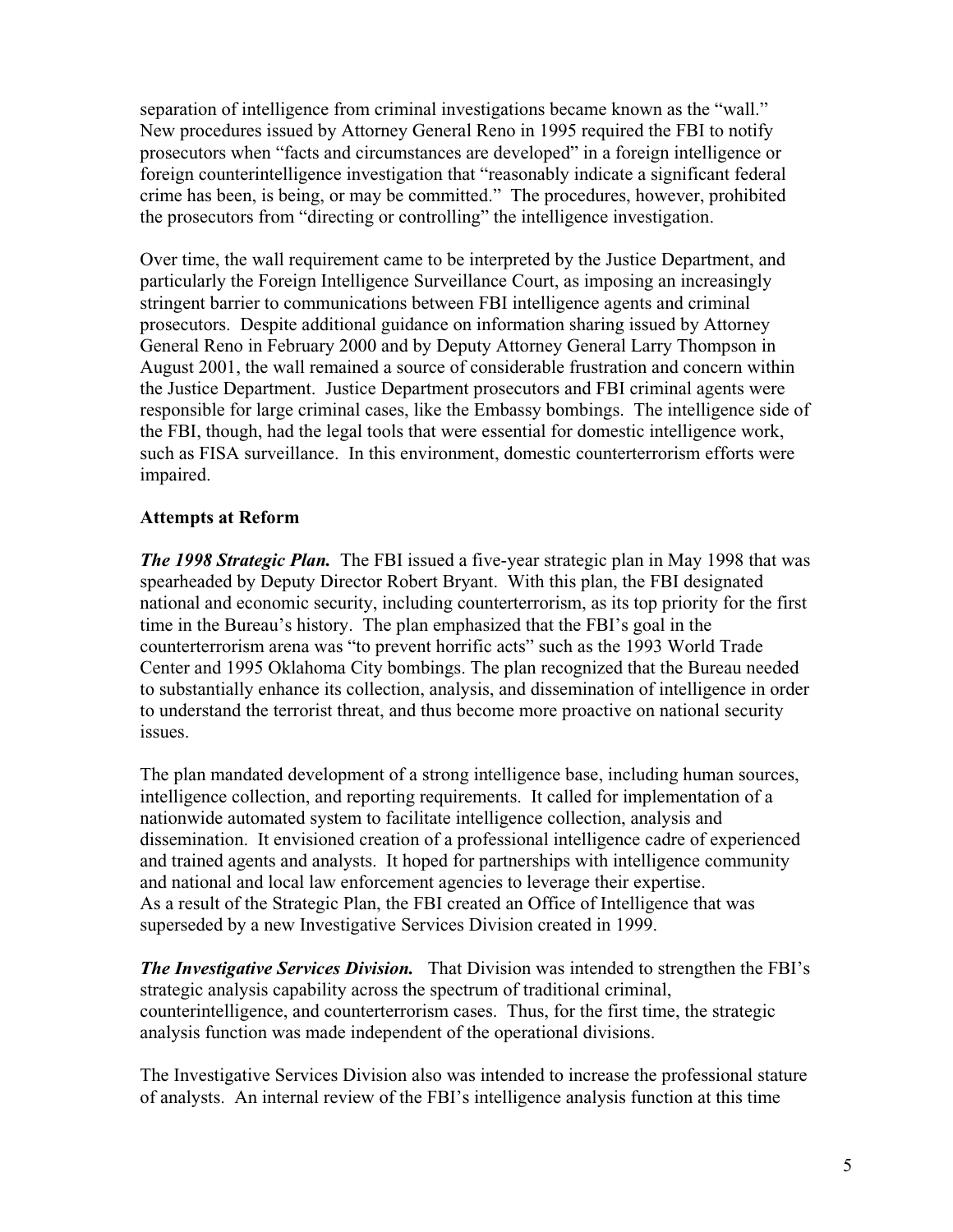separation of intelligence from criminal investigations became known as the "wall." New procedures issued by Attorney General Reno in 1995 required the FBI to notify prosecutors when "facts and circumstances are developed" in a foreign intelligence or foreign counterintelligence investigation that "reasonably indicate a significant federal crime has been, is being, or may be committed." The procedures, however, prohibited the prosecutors from "directing or controlling" the intelligence investigation.

Over time, the wall requirement came to be interpreted by the Justice Department, and particularly the Foreign Intelligence Surveillance Court, as imposing an increasingly stringent barrier to communications between FBI intelligence agents and criminal prosecutors. Despite additional guidance on information sharing issued by Attorney General Reno in February 2000 and by Deputy Attorney General Larry Thompson in August 2001, the wall remained a source of considerable frustration and concern within the Justice Department. Justice Department prosecutors and FBI criminal agents were responsible for large criminal cases, like the Embassy bombings. The intelligence side of the FBI, though, had the legal tools that were essential for domestic intelligence work, such as FISA surveillance. In this environment, domestic counterterrorism efforts were impaired.

**Attempts at Reform**

***The 1998 Strategic Plan.*** The FBI issued a five-year strategic plan in May 1998 that was spearheaded by Deputy Director Robert Bryant. With this plan, the FBI designated national and economic security, including counterterrorism, as its top priority for the first time in the Bureau's history. The plan emphasized that the FBI's goal in the counterterrorism arena was "to prevent horrific acts" such as the 1993 World Trade Center and 1995 Oklahoma City bombings. The plan recognized that the Bureau needed to substantially enhance its collection, analysis, and dissemination of intelligence in order to understand the terrorist threat, and thus become more proactive on national security issues.

The plan mandated development of a strong intelligence base, including human sources, intelligence collection, and reporting requirements. It called for implementation of a nationwide automated system to facilitate intelligence collection, analysis and dissemination. It envisioned creation of a professional intelligence cadre of experienced and trained agents and analysts. It hoped for partnerships with intelligence community and national and local law enforcement agencies to leverage their expertise. As a result of the Strategic Plan, the FBI created an Office of Intelligence that was superseded by a new Investigative Services Division created in 1999.

***The Investigative Services Division.*** That Division was intended to strengthen the FBI's strategic analysis capability across the spectrum of traditional criminal, counterintelligence, and counterterrorism cases. Thus, for the first time, the strategic analysis function was made independent of the operational divisions.

The Investigative Services Division also was intended to increase the professional stature of analysts. An internal review of the FBI's intelligence analysis function at this time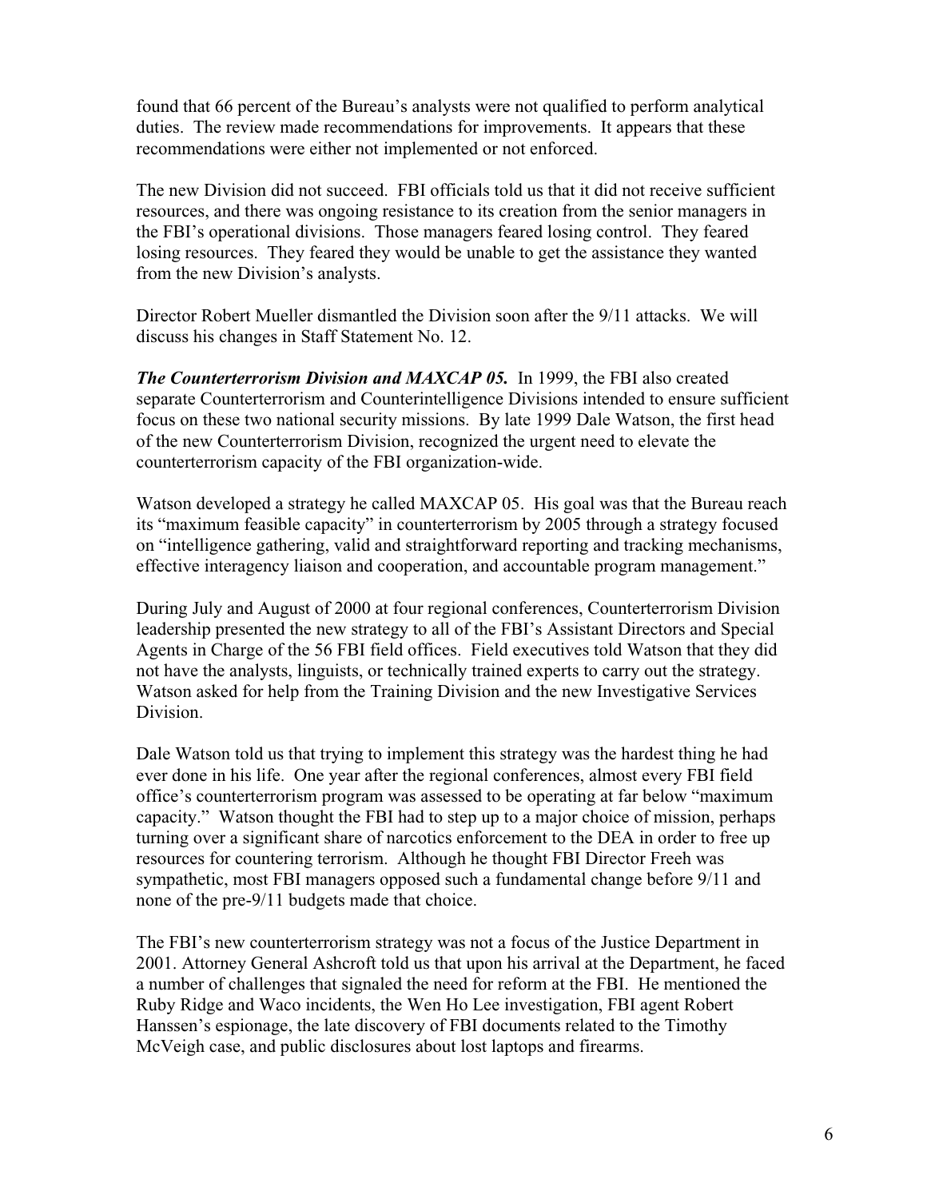found that 66 percent of the Bureau's analysts were not qualified to perform analytical duties. The review made recommendations for improvements. It appears that these recommendations were either not implemented or not enforced.

The new Division did not succeed. FBI officials told us that it did not receive sufficient resources, and there was ongoing resistance to its creation from the senior managers in the FBI's operational divisions. Those managers feared losing control. They feared losing resources. They feared they would be unable to get the assistance they wanted from the new Division's analysts.

Director Robert Mueller dismantled the Division soon after the 9/11 attacks. We will discuss his changes in Staff Statement No. 12.

***The Counterterrorism Division and MAXCAP 05.*** In 1999, the FBI also created separate Counterterrorism and Counterintelligence Divisions intended to ensure sufficient focus on these two national security missions. By late 1999 Dale Watson, the first head of the new Counterterrorism Division, recognized the urgent need to elevate the counterterrorism capacity of the FBI organization-wide.

Watson developed a strategy he called MAXCAP 05. His goal was that the Bureau reach its "maximum feasible capacity" in counterterrorism by 2005 through a strategy focused on "intelligence gathering, valid and straightforward reporting and tracking mechanisms, effective interagency liaison and cooperation, and accountable program management."

During July and August of 2000 at four regional conferences, Counterterrorism Division leadership presented the new strategy to all of the FBI's Assistant Directors and Special Agents in Charge of the 56 FBI field offices. Field executives told Watson that they did not have the analysts, linguists, or technically trained experts to carry out the strategy. Watson asked for help from the Training Division and the new Investigative Services Division.

Dale Watson told us that trying to implement this strategy was the hardest thing he had ever done in his life. One year after the regional conferences, almost every FBI field office's counterterrorism program was assessed to be operating at far below "maximum capacity." Watson thought the FBI had to step up to a major choice of mission, perhaps turning over a significant share of narcotics enforcement to the DEA in order to free up resources for countering terrorism. Although he thought FBI Director Freeh was sympathetic, most FBI managers opposed such a fundamental change before 9/11 and none of the pre-9/11 budgets made that choice.

The FBI's new counterterrorism strategy was not a focus of the Justice Department in 2001. Attorney General Ashcroft told us that upon his arrival at the Department, he faced a number of challenges that signaled the need for reform at the FBI. He mentioned the Ruby Ridge and Waco incidents, the Wen Ho Lee investigation, FBI agent Robert Hanssen's espionage, the late discovery of FBI documents related to the Timothy McVeigh case, and public disclosures about lost laptops and firearms.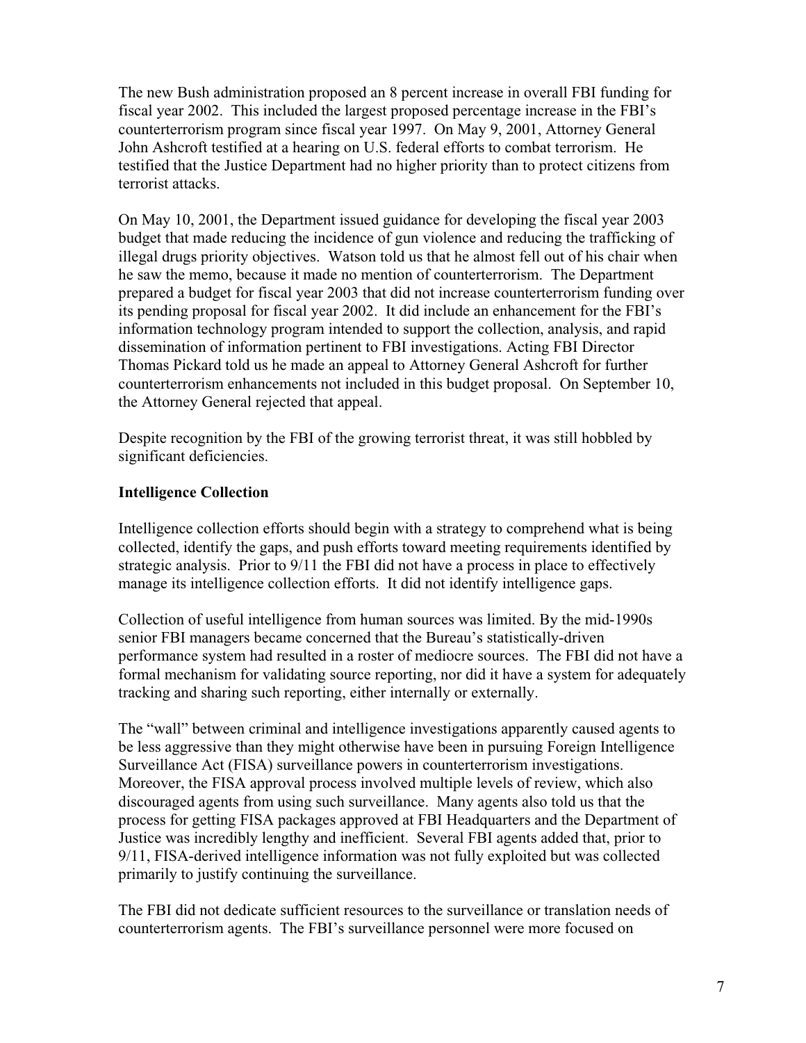The new Bush administration proposed an 8 percent increase in overall FBI funding for fiscal year 2002. This included the largest proposed percentage increase in the FBI's counterterrorism program since fiscal year 1997. On May 9, 2001, Attorney General John Ashcroft testified at a hearing on U.S. federal efforts to combat terrorism. He testified that the Justice Department had no higher priority than to protect citizens from terrorist attacks.

On May 10, 2001, the Department issued guidance for developing the fiscal year 2003 budget that made reducing the incidence of gun violence and reducing the trafficking of illegal drugs priority objectives. Watson told us that he almost fell out of his chair when he saw the memo, because it made no mention of counterterrorism. The Department prepared a budget for fiscal year 2003 that did not increase counterterrorism funding over its pending proposal for fiscal year 2002. It did include an enhancement for the FBI's information technology program intended to support the collection, analysis, and rapid dissemination of information pertinent to FBI investigations. Acting FBI Director Thomas Pickard told us he made an appeal to Attorney General Ashcroft for further counterterrorism enhancements not included in this budget proposal. On September 10, the Attorney General rejected that appeal.

Despite recognition by the FBI of the growing terrorist threat, it was still hobbled by significant deficiencies.

**Intelligence Collection**

Intelligence collection efforts should begin with a strategy to comprehend what is being collected, identify the gaps, and push efforts toward meeting requirements identified by strategic analysis. Prior to 9/11 the FBI did not have a process in place to effectively manage its intelligence collection efforts. It did not identify intelligence gaps.

Collection of useful intelligence from human sources was limited. By the mid-1990s senior FBI managers became concerned that the Bureau's statistically-driven performance system had resulted in a roster of mediocre sources. The FBI did not have a formal mechanism for validating source reporting, nor did it have a system for adequately tracking and sharing such reporting, either internally or externally.

The "wall" between criminal and intelligence investigations apparently caused agents to be less aggressive than they might otherwise have been in pursuing Foreign Intelligence Surveillance Act (FISA) surveillance powers in counterterrorism investigations. Moreover, the FISA approval process involved multiple levels of review, which also discouraged agents from using such surveillance. Many agents also told us that the process for getting FISA packages approved at FBI Headquarters and the Department of Justice was incredibly lengthy and inefficient. Several FBI agents added that, prior to 9/11, FISA-derived intelligence information was not fully exploited but was collected primarily to justify continuing the surveillance.

The FBI did not dedicate sufficient resources to the surveillance or translation needs of counterterrorism agents. The FBI's surveillance personnel were more focused on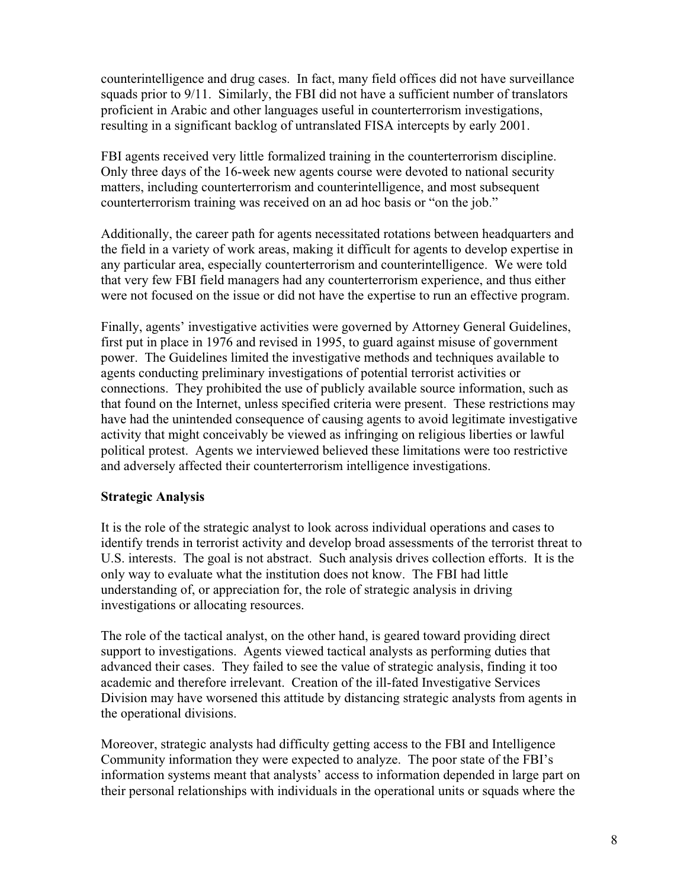counterintelligence and drug cases. In fact, many field offices did not have surveillance squads prior to 9/11. Similarly, the FBI did not have a sufficient number of translators proficient in Arabic and other languages useful in counterterrorism investigations, resulting in a significant backlog of untranslated FISA intercepts by early 2001.

FBI agents received very little formalized training in the counterterrorism discipline. Only three days of the 16-week new agents course were devoted to national security matters, including counterterrorism and counterintelligence, and most subsequent counterterrorism training was received on an ad hoc basis or "on the job."

Additionally, the career path for agents necessitated rotations between headquarters and the field in a variety of work areas, making it difficult for agents to develop expertise in any particular area, especially counterterrorism and counterintelligence. We were told that very few FBI field managers had any counterterrorism experience, and thus either were not focused on the issue or did not have the expertise to run an effective program.

Finally, agents' investigative activities were governed by Attorney General Guidelines, first put in place in 1976 and revised in 1995, to guard against misuse of government power. The Guidelines limited the investigative methods and techniques available to agents conducting preliminary investigations of potential terrorist activities or connections. They prohibited the use of publicly available source information, such as that found on the Internet, unless specified criteria were present. These restrictions may have had the unintended consequence of causing agents to avoid legitimate investigative activity that might conceivably be viewed as infringing on religious liberties or lawful political protest. Agents we interviewed believed these limitations were too restrictive and adversely affected their counterterrorism intelligence investigations.

**Strategic Analysis**

It is the role of the strategic analyst to look across individual operations and cases to identify trends in terrorist activity and develop broad assessments of the terrorist threat to U.S. interests. The goal is not abstract. Such analysis drives collection efforts. It is the only way to evaluate what the institution does not know. The FBI had little understanding of, or appreciation for, the role of strategic analysis in driving investigations or allocating resources.

The role of the tactical analyst, on the other hand, is geared toward providing direct support to investigations. Agents viewed tactical analysts as performing duties that advanced their cases. They failed to see the value of strategic analysis, finding it too academic and therefore irrelevant. Creation of the ill-fated Investigative Services Division may have worsened this attitude by distancing strategic analysts from agents in the operational divisions.

Moreover, strategic analysts had difficulty getting access to the FBI and Intelligence Community information they were expected to analyze. The poor state of the FBI's information systems meant that analysts' access to information depended in large part on their personal relationships with individuals in the operational units or squads where the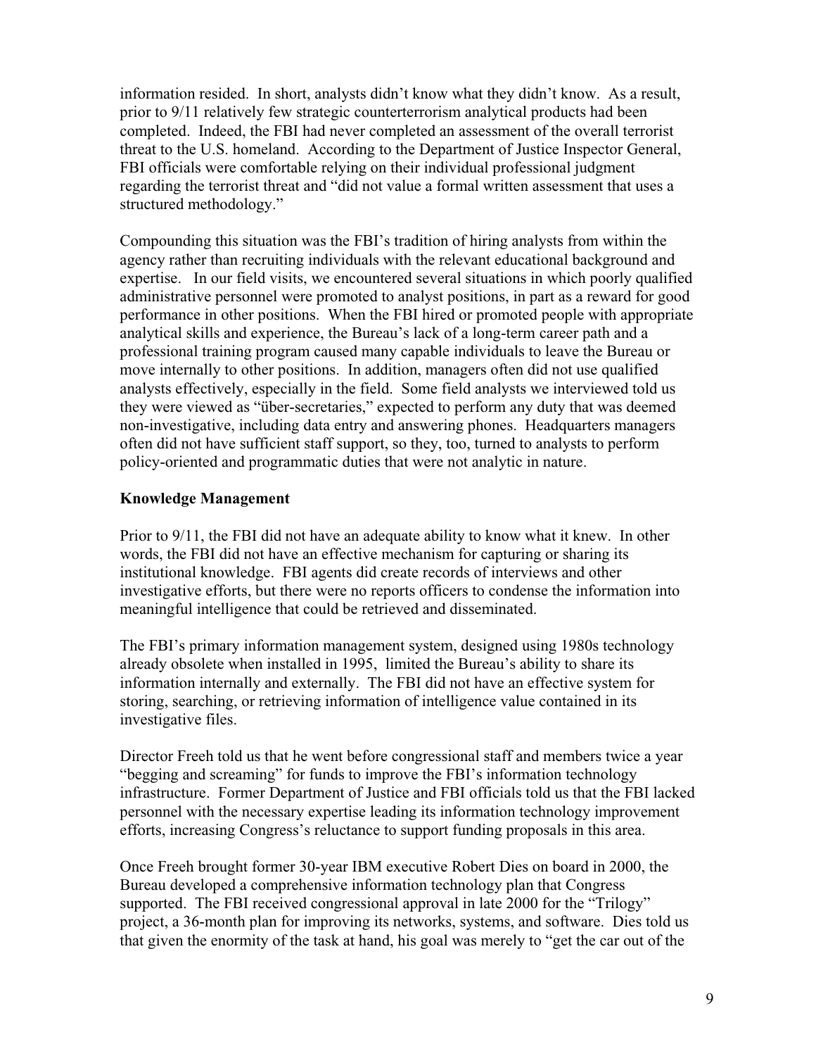information resided. In short, analysts didn't know what they didn't know. As a result, prior to 9/11 relatively few strategic counterterrorism analytical products had been completed. Indeed, the FBI had never completed an assessment of the overall terrorist threat to the U.S. homeland. According to the Department of Justice Inspector General, FBI officials were comfortable relying on their individual professional judgment regarding the terrorist threat and "did not value a formal written assessment that uses a structured methodology."

Compounding this situation was the FBI's tradition of hiring analysts from within the agency rather than recruiting individuals with the relevant educational background and expertise. In our field visits, we encountered several situations in which poorly qualified administrative personnel were promoted to analyst positions, in part as a reward for good performance in other positions. When the FBI hired or promoted people with appropriate analytical skills and experience, the Bureau's lack of a long-term career path and a professional training program caused many capable individuals to leave the Bureau or move internally to other positions. In addition, managers often did not use qualified analysts effectively, especially in the field. Some field analysts we interviewed told us they were viewed as "über-secretaries," expected to perform any duty that was deemed non-investigative, including data entry and answering phones. Headquarters managers often did not have sufficient staff support, so they, too, turned to analysts to perform policy-oriented and programmatic duties that were not analytic in nature.

**Knowledge Management**

Prior to 9/11, the FBI did not have an adequate ability to know what it knew. In other words, the FBI did not have an effective mechanism for capturing or sharing its institutional knowledge. FBI agents did create records of interviews and other investigative efforts, but there were no reports officers to condense the information into meaningful intelligence that could be retrieved and disseminated.

The FBI's primary information management system, designed using 1980s technology already obsolete when installed in 1995, limited the Bureau's ability to share its information internally and externally. The FBI did not have an effective system for storing, searching, or retrieving information of intelligence value contained in its investigative files.

Director Freeh told us that he went before congressional staff and members twice a year "begging and screaming" for funds to improve the FBI's information technology infrastructure. Former Department of Justice and FBI officials told us that the FBI lacked personnel with the necessary expertise leading its information technology improvement efforts, increasing Congress's reluctance to support funding proposals in this area.

Once Freeh brought former 30-year IBM executive Robert Dies on board in 2000, the Bureau developed a comprehensive information technology plan that Congress supported. The FBI received congressional approval in late 2000 for the "Trilogy" project, a 36-month plan for improving its networks, systems, and software. Dies told us that given the enormity of the task at hand, his goal was merely to "get the car out of the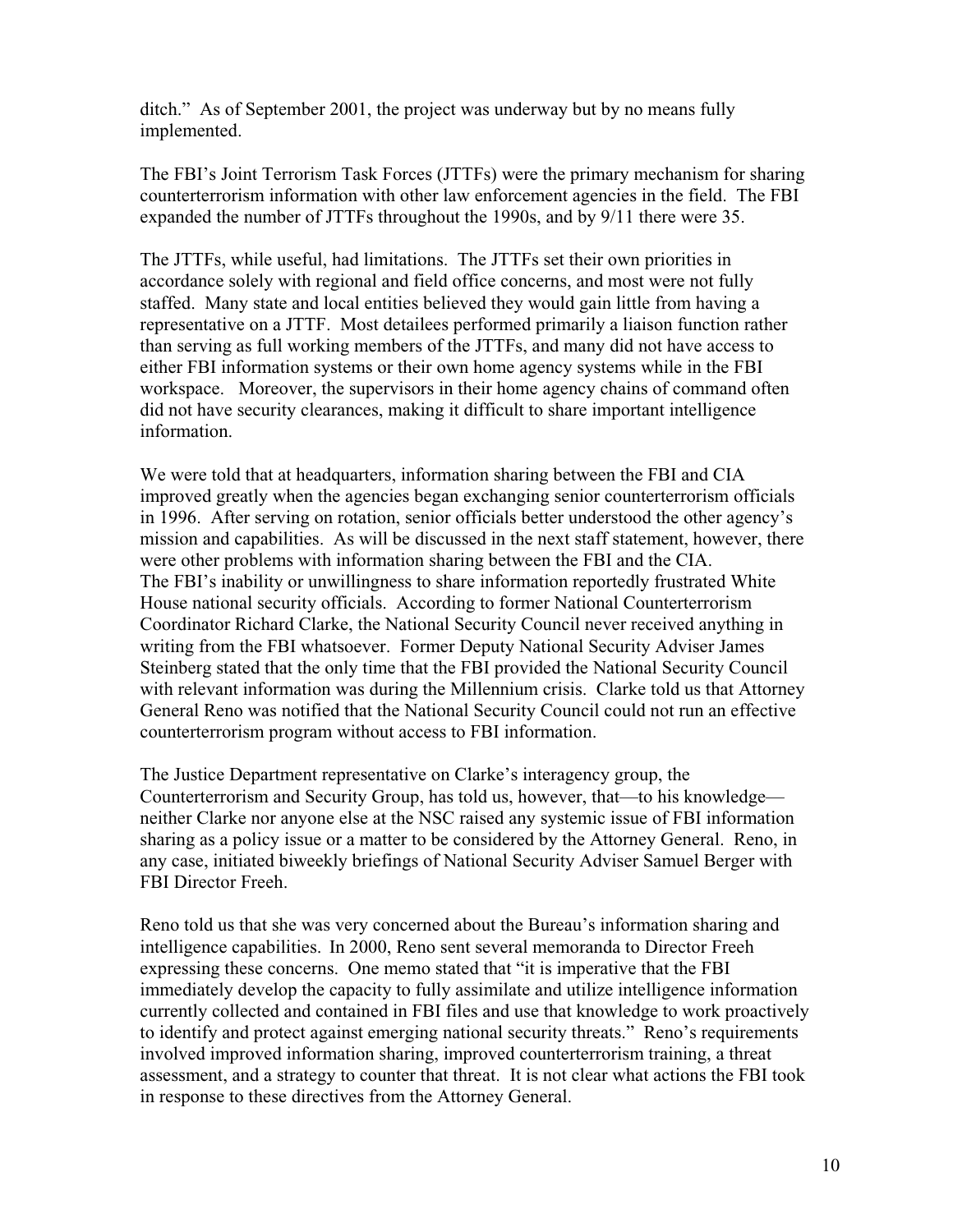ditch." As of September 2001, the project was underway but by no means fully implemented.

The FBI's Joint Terrorism Task Forces (JTTFs) were the primary mechanism for sharing counterterrorism information with other law enforcement agencies in the field. The FBI expanded the number of JTTFs throughout the 1990s, and by 9/11 there were 35.

The JTTFs, while useful, had limitations. The JTTFs set their own priorities in accordance solely with regional and field office concerns, and most were not fully staffed. Many state and local entities believed they would gain little from having a representative on a JTTF. Most detailees performed primarily a liaison function rather than serving as full working members of the JTTFs, and many did not have access to either FBI information systems or their own home agency systems while in the FBI workspace. Moreover, the supervisors in their home agency chains of command often did not have security clearances, making it difficult to share important intelligence information.

We were told that at headquarters, information sharing between the FBI and CIA improved greatly when the agencies began exchanging senior counterterrorism officials in 1996. After serving on rotation, senior officials better understood the other agency's mission and capabilities. As will be discussed in the next staff statement, however, there were other problems with information sharing between the FBI and the CIA.
The FBI's inability or unwillingness to share information reportedly frustrated White House national security officials. According to former National Counterterrorism Coordinator Richard Clarke, the National Security Council never received anything in writing from the FBI whatsoever. Former Deputy National Security Adviser James Steinberg stated that the only time that the FBI provided the National Security Council with relevant information was during the Millennium crisis. Clarke told us that Attorney General Reno was notified that the National Security Council could not run an effective counterterrorism program without access to FBI information.

The Justice Department representative on Clarke's interagency group, the Counterterrorism and Security Group, has told us, however, that—to his knowledge—neither Clarke nor anyone else at the NSC raised any systemic issue of FBI information sharing as a policy issue or a matter to be considered by the Attorney General. Reno, in any case, initiated biweekly briefings of National Security Adviser Samuel Berger with FBI Director Freeh.

Reno told us that she was very concerned about the Bureau's information sharing and intelligence capabilities. In 2000, Reno sent several memoranda to Director Freeh expressing these concerns. One memo stated that "it is imperative that the FBI immediately develop the capacity to fully assimilate and utilize intelligence information currently collected and contained in FBI files and use that knowledge to work proactively to identify and protect against emerging national security threats." Reno's requirements involved improved information sharing, improved counterterrorism training, a threat assessment, and a strategy to counter that threat. It is not clear what actions the FBI took in response to these directives from the Attorney General.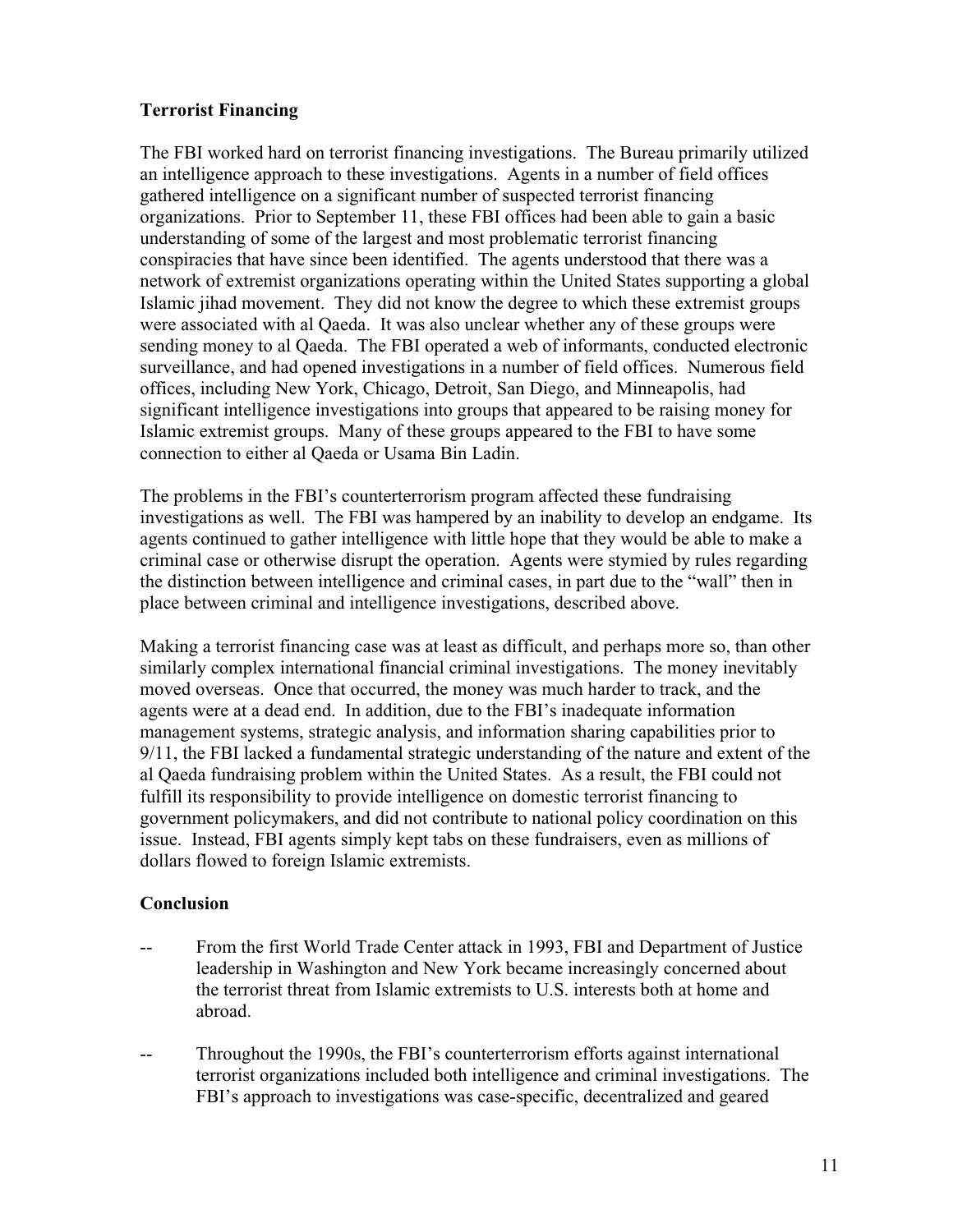**Terrorist Financing**

The FBI worked hard on terrorist financing investigations. The Bureau primarily utilized an intelligence approach to these investigations. Agents in a number of field offices gathered intelligence on a significant number of suspected terrorist financing organizations. Prior to September 11, these FBI offices had been able to gain a basic understanding of some of the largest and most problematic terrorist financing conspiracies that have since been identified. The agents understood that there was a network of extremist organizations operating within the United States supporting a global Islamic jihad movement. They did not know the degree to which these extremist groups were associated with al Qaeda. It was also unclear whether any of these groups were sending money to al Qaeda. The FBI operated a web of informants, conducted electronic surveillance, and had opened investigations in a number of field offices. Numerous field offices, including New York, Chicago, Detroit, San Diego, and Minneapolis, had significant intelligence investigations into groups that appeared to be raising money for Islamic extremist groups. Many of these groups appeared to the FBI to have some connection to either al Qaeda or Usama Bin Ladin.

The problems in the FBI's counterterrorism program affected these fundraising investigations as well. The FBI was hampered by an inability to develop an endgame. Its agents continued to gather intelligence with little hope that they would be able to make a criminal case or otherwise disrupt the operation. Agents were stymied by rules regarding the distinction between intelligence and criminal cases, in part due to the "wall" then in place between criminal and intelligence investigations, described above.

Making a terrorist financing case was at least as difficult, and perhaps more so, than other similarly complex international financial criminal investigations. The money inevitably moved overseas. Once that occurred, the money was much harder to track, and the agents were at a dead end. In addition, due to the FBI's inadequate information management systems, strategic analysis, and information sharing capabilities prior to 9/11, the FBI lacked a fundamental strategic understanding of the nature and extent of the al Qaeda fundraising problem within the United States. As a result, the FBI could not fulfill its responsibility to provide intelligence on domestic terrorist financing to government policymakers, and did not contribute to national policy coordination on this issue. Instead, FBI agents simply kept tabs on these fundraisers, even as millions of dollars flowed to foreign Islamic extremists.

**Conclusion**

-- From the first World Trade Center attack in 1993, FBI and Department of Justice leadership in Washington and New York became increasingly concerned about the terrorist threat from Islamic extremists to U.S. interests both at home and abroad.

-- Throughout the 1990s, the FBI's counterterrorism efforts against international terrorist organizations included both intelligence and criminal investigations. The FBI's approach to investigations was case-specific, decentralized and geared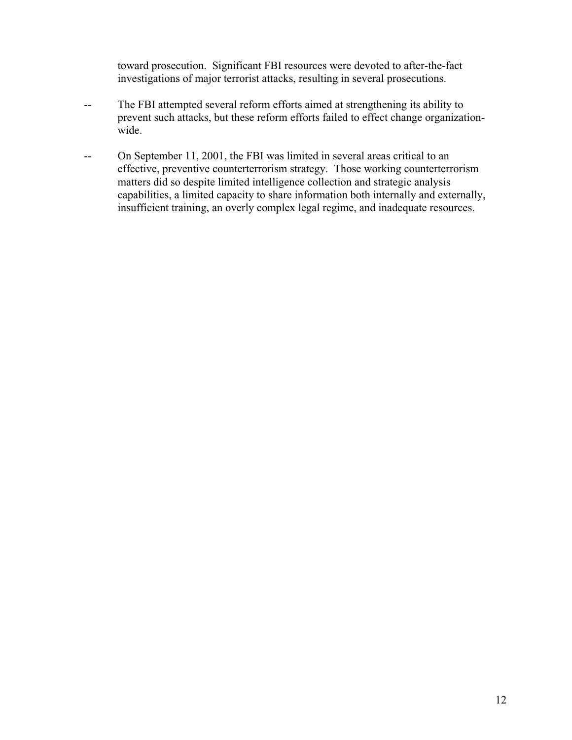toward prosecution. Significant FBI resources were devoted to after-the-fact investigations of major terrorist attacks, resulting in several prosecutions.

-- The FBI attempted several reform efforts aimed at strengthening its ability to prevent such attacks, but these reform efforts failed to effect change organization-wide.

-- On September 11, 2001, the FBI was limited in several areas critical to an effective, preventive counterterrorism strategy. Those working counterterrorism matters did so despite limited intelligence collection and strategic analysis capabilities, a limited capacity to share information both internally and externally, insufficient training, an overly complex legal regime, and inadequate resources.